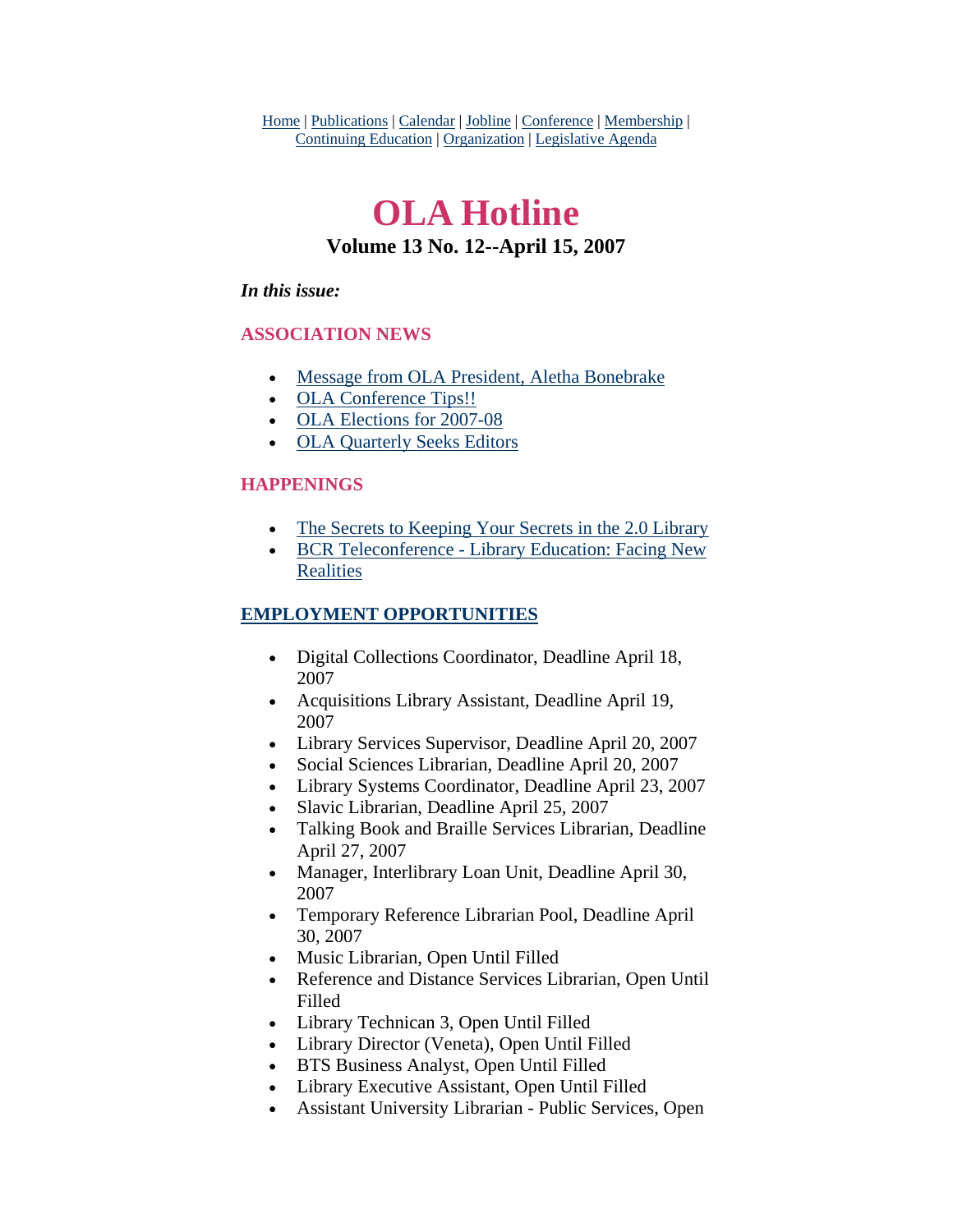Home | Publications | Calendar | Jobline | Conference | Membership | Continuing Education | Organization | Legislative Agenda

# OLA Hotline

### Volume 13 No. 12--April 15, 2007

***In this issue:***

**ASSOCIATION NEWS**

- Message from OLA President, Aletha Bonebrake
- OLA Conference Tips!!
- OLA Elections for 2007-08
- OLA Quarterly Seeks Editors

**HAPPENINGS**

- The Secrets to Keeping Your Secrets in the 2.0 Library
- BCR Teleconference - Library Education: Facing New Realities

**EMPLOYMENT OPPORTUNITIES**

- Digital Collections Coordinator, Deadline April 18, 2007
- Acquisitions Library Assistant, Deadline April 19, 2007
- Library Services Supervisor, Deadline April 20, 2007
- Social Sciences Librarian, Deadline April 20, 2007
- Library Systems Coordinator, Deadline April 23, 2007
- Slavic Librarian, Deadline April 25, 2007
- Talking Book and Braille Services Librarian, Deadline April 27, 2007
- Manager, Interlibrary Loan Unit, Deadline April 30, 2007
- Temporary Reference Librarian Pool, Deadline April 30, 2007
- Music Librarian, Open Until Filled
- Reference and Distance Services Librarian, Open Until Filled
- Library Technican 3, Open Until Filled
- Library Director (Veneta), Open Until Filled
- BTS Business Analyst, Open Until Filled
- Library Executive Assistant, Open Until Filled
- Assistant University Librarian - Public Services, Open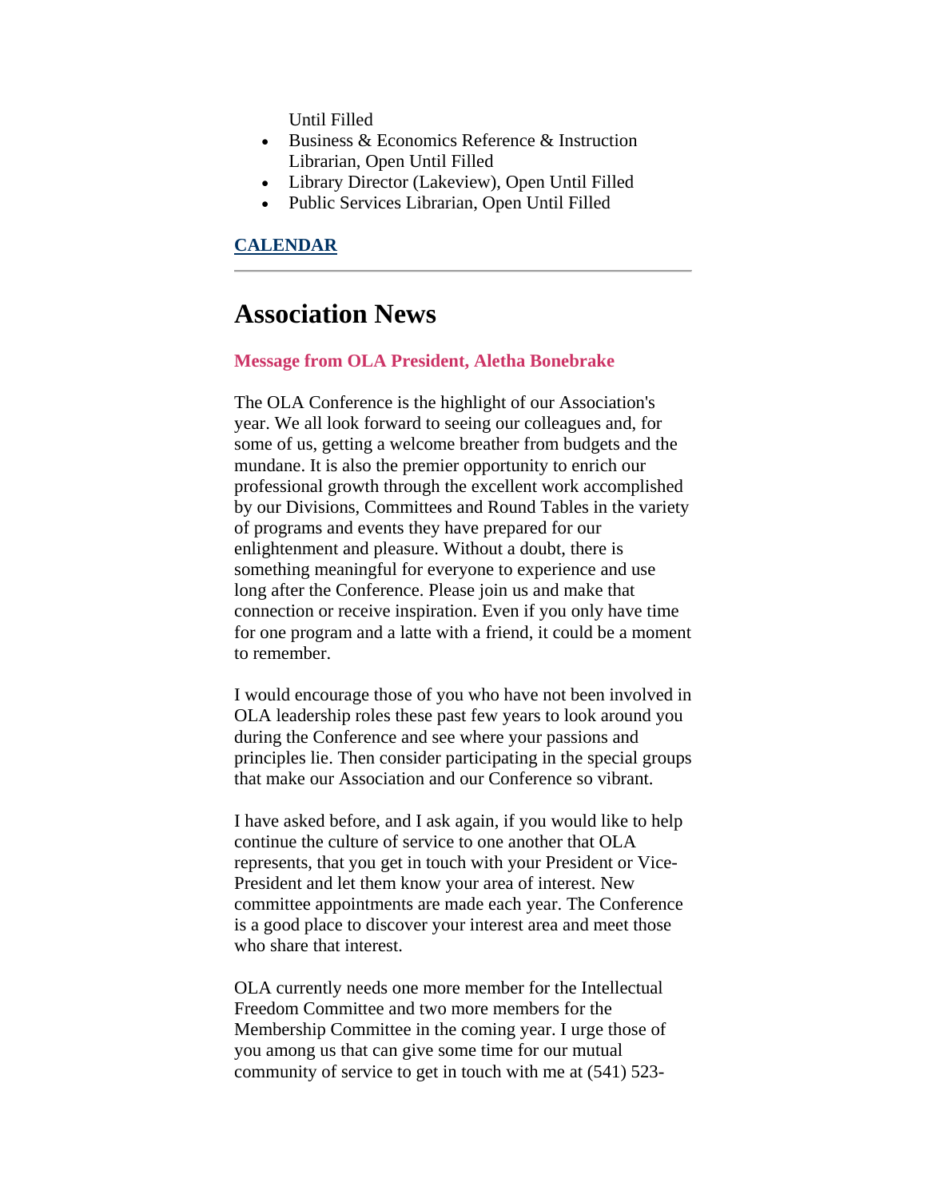Until Filled

- Business & Economics Reference & Instruction Librarian, Open Until Filled
- Library Director (Lakeview), Open Until Filled
- Public Services Librarian, Open Until Filled

**CALENDAR**

---

# Association News

**Message from OLA President, Aletha Bonebrake**

The OLA Conference is the highlight of our Association's year. We all look forward to seeing our colleagues and, for some of us, getting a welcome breather from budgets and the mundane. It is also the premier opportunity to enrich our professional growth through the excellent work accomplished by our Divisions, Committees and Round Tables in the variety of programs and events they have prepared for our enlightenment and pleasure. Without a doubt, there is something meaningful for everyone to experience and use long after the Conference. Please join us and make that connection or receive inspiration. Even if you only have time for one program and a latte with a friend, it could be a moment to remember.

I would encourage those of you who have not been involved in OLA leadership roles these past few years to look around you during the Conference and see where your passions and principles lie. Then consider participating in the special groups that make our Association and our Conference so vibrant.

I have asked before, and I ask again, if you would like to help continue the culture of service to one another that OLA represents, that you get in touch with your President or Vice-President and let them know your area of interest. New committee appointments are made each year. The Conference is a good place to discover your interest area and meet those who share that interest.

OLA currently needs one more member for the Intellectual Freedom Committee and two more members for the Membership Committee in the coming year. I urge those of you among us that can give some time for our mutual community of service to get in touch with me at (541) 523-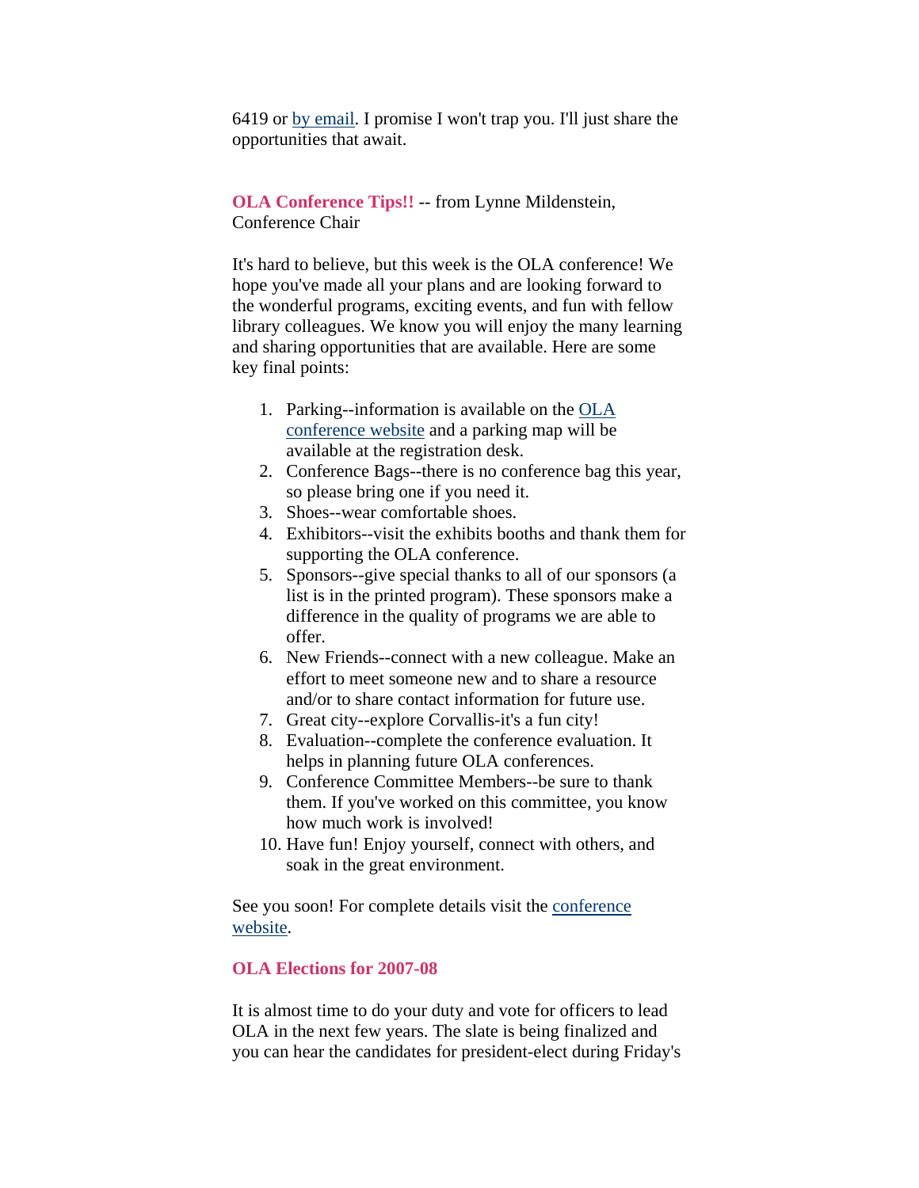6419 or by email. I promise I won't trap you. I'll just share the opportunities that await.

**OLA Conference Tips!!** -- from Lynne Mildenstein, Conference Chair

It's hard to believe, but this week is the OLA conference! We hope you've made all your plans and are looking forward to the wonderful programs, exciting events, and fun with fellow library colleagues. We know you will enjoy the many learning and sharing opportunities that are available. Here are some key final points:

1. Parking--information is available on the OLA conference website and a parking map will be available at the registration desk.
2. Conference Bags--there is no conference bag this year, so please bring one if you need it.
3. Shoes--wear comfortable shoes.
4. Exhibitors--visit the exhibits booths and thank them for supporting the OLA conference.
5. Sponsors--give special thanks to all of our sponsors (a list is in the printed program). These sponsors make a difference in the quality of programs we are able to offer.
6. New Friends--connect with a new colleague. Make an effort to meet someone new and to share a resource and/or to share contact information for future use.
7. Great city--explore Corvallis-it's a fun city!
8. Evaluation--complete the conference evaluation. It helps in planning future OLA conferences.
9. Conference Committee Members--be sure to thank them. If you've worked on this committee, you know how much work is involved!
10. Have fun! Enjoy yourself, connect with others, and soak in the great environment.

See you soon! For complete details visit the conference website.

**OLA Elections for 2007-08**

It is almost time to do your duty and vote for officers to lead OLA in the next few years. The slate is being finalized and you can hear the candidates for president-elect during Friday's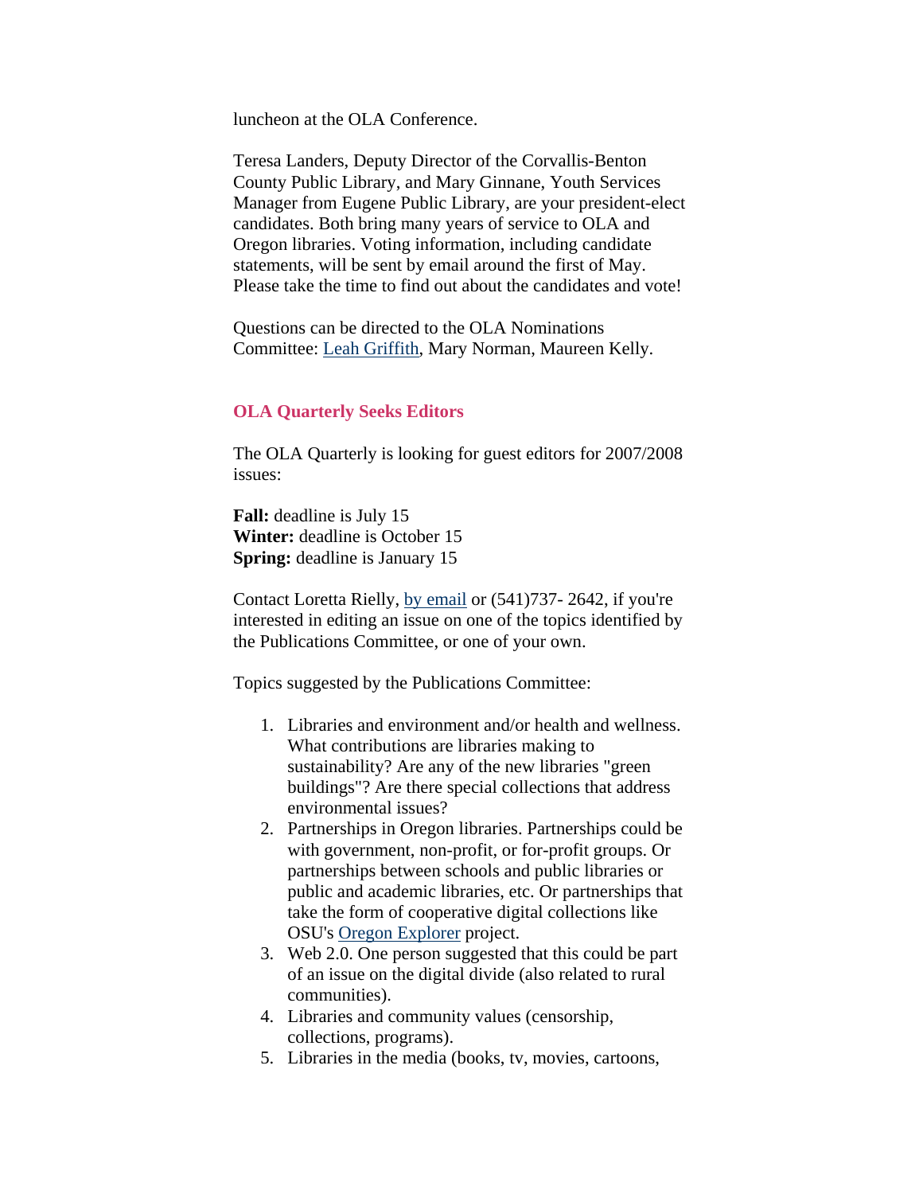luncheon at the OLA Conference.

Teresa Landers, Deputy Director of the Corvallis-Benton County Public Library, and Mary Ginnane, Youth Services Manager from Eugene Public Library, are your president-elect candidates. Both bring many years of service to OLA and Oregon libraries. Voting information, including candidate statements, will be sent by email around the first of May. Please take the time to find out about the candidates and vote!

Questions can be directed to the OLA Nominations Committee: Leah Griffith, Mary Norman, Maureen Kelly.

### OLA Quarterly Seeks Editors

The OLA Quarterly is looking for guest editors for 2007/2008 issues:

**Fall:** deadline is July 15
**Winter:** deadline is October 15
**Spring:** deadline is January 15

Contact Loretta Rielly, by email or (541)737- 2642, if you're interested in editing an issue on one of the topics identified by the Publications Committee, or one of your own.

Topics suggested by the Publications Committee:

1. Libraries and environment and/or health and wellness. What contributions are libraries making to sustainability? Are any of the new libraries "green buildings"? Are there special collections that address environmental issues?
2. Partnerships in Oregon libraries. Partnerships could be with government, non-profit, or for-profit groups. Or partnerships between schools and public libraries or public and academic libraries, etc. Or partnerships that take the form of cooperative digital collections like OSU's Oregon Explorer project.
3. Web 2.0. One person suggested that this could be part of an issue on the digital divide (also related to rural communities).
4. Libraries and community values (censorship, collections, programs).
5. Libraries in the media (books, tv, movies, cartoons,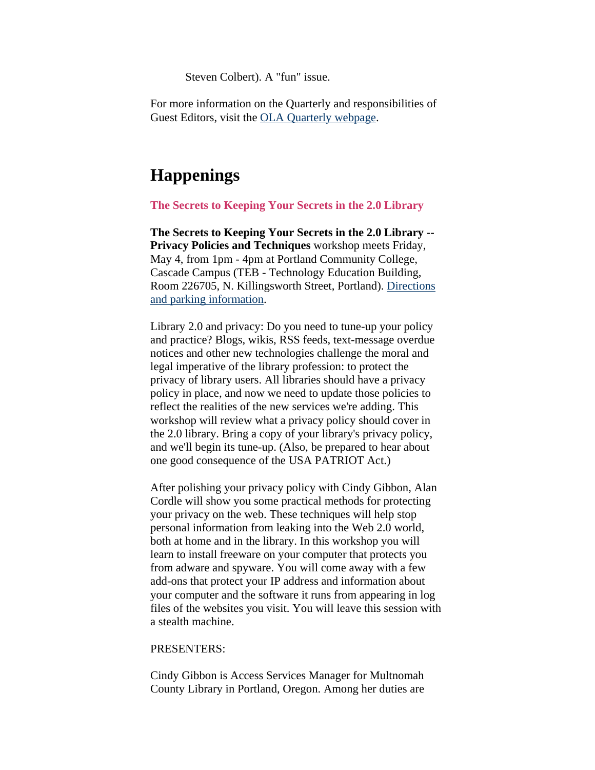Steven Colbert). A "fun" issue.

For more information on the Quarterly and responsibilities of Guest Editors, visit the OLA Quarterly webpage.

# Happenings

### The Secrets to Keeping Your Secrets in the 2.0 Library

**The Secrets to Keeping Your Secrets in the 2.0 Library -- Privacy Policies and Techniques** workshop meets Friday, May 4, from 1pm - 4pm at Portland Community College, Cascade Campus (TEB - Technology Education Building, Room 226705, N. Killingsworth Street, Portland). Directions and parking information.

Library 2.0 and privacy: Do you need to tune-up your policy and practice? Blogs, wikis, RSS feeds, text-message overdue notices and other new technologies challenge the moral and legal imperative of the library profession: to protect the privacy of library users. All libraries should have a privacy policy in place, and now we need to update those policies to reflect the realities of the new services we're adding. This workshop will review what a privacy policy should cover in the 2.0 library. Bring a copy of your library's privacy policy, and we'll begin its tune-up. (Also, be prepared to hear about one good consequence of the USA PATRIOT Act.)

After polishing your privacy policy with Cindy Gibbon, Alan Cordle will show you some practical methods for protecting your privacy on the web. These techniques will help stop personal information from leaking into the Web 2.0 world, both at home and in the library. In this workshop you will learn to install freeware on your computer that protects you from adware and spyware. You will come away with a few add-ons that protect your IP address and information about your computer and the software it runs from appearing in log files of the websites you visit. You will leave this session with a stealth machine.

PRESENTERS:

Cindy Gibbon is Access Services Manager for Multnomah County Library in Portland, Oregon. Among her duties are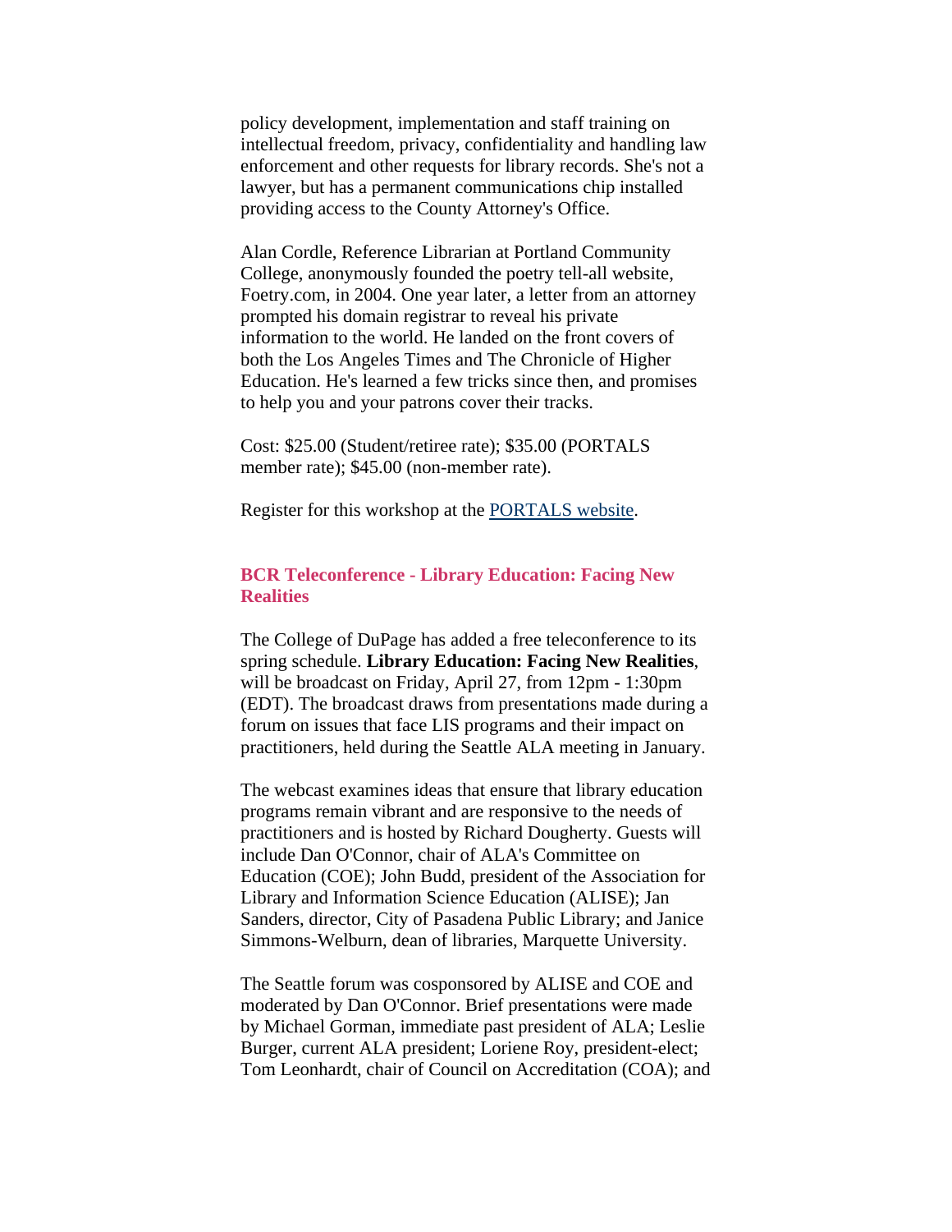policy development, implementation and staff training on intellectual freedom, privacy, confidentiality and handling law enforcement and other requests for library records. She's not a lawyer, but has a permanent communications chip installed providing access to the County Attorney's Office.

Alan Cordle, Reference Librarian at Portland Community College, anonymously founded the poetry tell-all website, Foetry.com, in 2004. One year later, a letter from an attorney prompted his domain registrar to reveal his private information to the world. He landed on the front covers of both the Los Angeles Times and The Chronicle of Higher Education. He's learned a few tricks since then, and promises to help you and your patrons cover their tracks.

Cost: $25.00 (Student/retiree rate); $35.00 (PORTALS member rate); $45.00 (non-member rate).

Register for this workshop at the PORTALS website.

### BCR Teleconference - Library Education: Facing New Realities

The College of DuPage has added a free teleconference to its spring schedule. **Library Education: Facing New Realities**, will be broadcast on Friday, April 27, from 12pm - 1:30pm (EDT). The broadcast draws from presentations made during a forum on issues that face LIS programs and their impact on practitioners, held during the Seattle ALA meeting in January.

The webcast examines ideas that ensure that library education programs remain vibrant and are responsive to the needs of practitioners and is hosted by Richard Dougherty. Guests will include Dan O'Connor, chair of ALA's Committee on Education (COE); John Budd, president of the Association for Library and Information Science Education (ALISE); Jan Sanders, director, City of Pasadena Public Library; and Janice Simmons-Welburn, dean of libraries, Marquette University.

The Seattle forum was cosponsored by ALISE and COE and moderated by Dan O'Connor. Brief presentations were made by Michael Gorman, immediate past president of ALA; Leslie Burger, current ALA president; Loriene Roy, president-elect; Tom Leonhardt, chair of Council on Accreditation (COA); and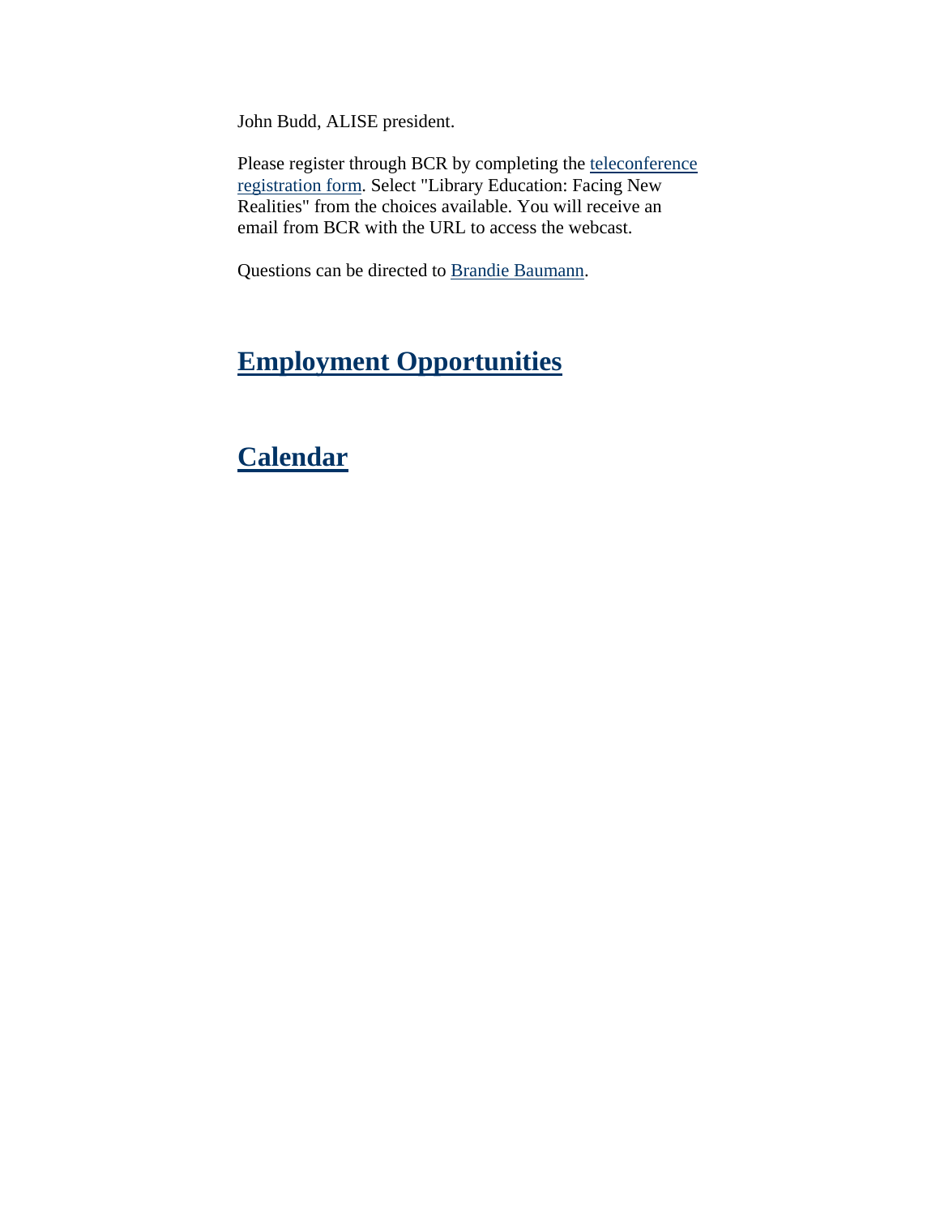John Budd, ALISE president.

Please register through BCR by completing the teleconference registration form. Select "Library Education: Facing New Realities" from the choices available. You will receive an email from BCR with the URL to access the webcast.

Questions can be directed to Brandie Baumann.

## Employment Opportunities

## Calendar